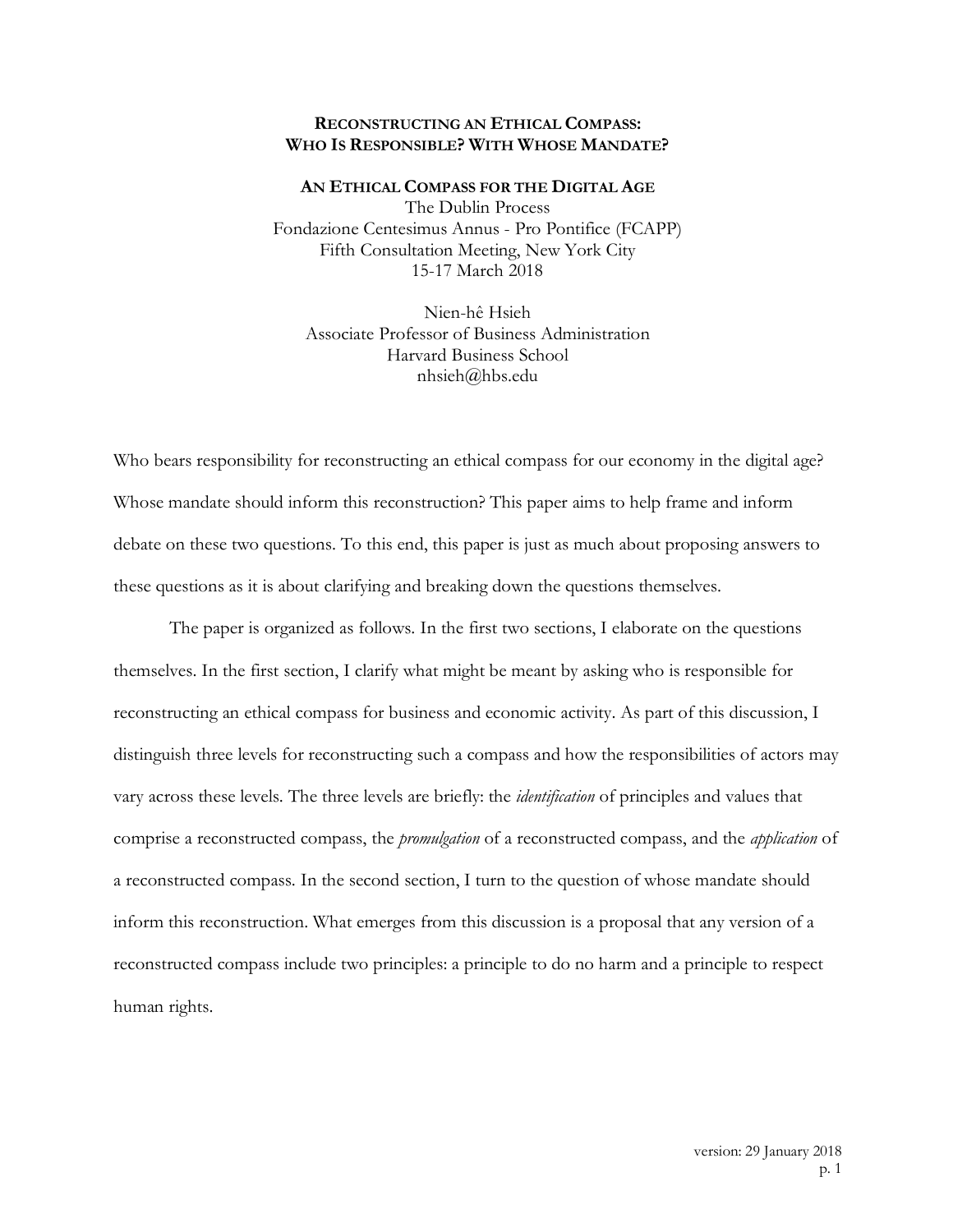# RECONSTRUCTING AN ETHICAL COMPASS: WHO IS RESPONSIBLE? WITH WHOSE MANDATE?

**AN ETHICAL COMPASS FOR THE DIGITAL AGE**
The Dublin Process
Fondazione Centesimus Annus - Pro Pontifice (FCAPP)
Fifth Consultation Meeting, New York City
15-17 March 2018

Nien-hê Hsieh
Associate Professor of Business Administration
Harvard Business School
nhsieh@hbs.edu

Who bears responsibility for reconstructing an ethical compass for our economy in the digital age? Whose mandate should inform this reconstruction? This paper aims to help frame and inform debate on these two questions. To this end, this paper is just as much about proposing answers to these questions as it is about clarifying and breaking down the questions themselves.

The paper is organized as follows. In the first two sections, I elaborate on the questions themselves. In the first section, I clarify what might be meant by asking who is responsible for reconstructing an ethical compass for business and economic activity. As part of this discussion, I distinguish three levels for reconstructing such a compass and how the responsibilities of actors may vary across these levels. The three levels are briefly: the *identification* of principles and values that comprise a reconstructed compass, the *promulgation* of a reconstructed compass, and the *application* of a reconstructed compass. In the second section, I turn to the question of whose mandate should inform this reconstruction. What emerges from this discussion is a proposal that any version of a reconstructed compass include two principles: a principle to do no harm and a principle to respect human rights.

version: 29 January 2018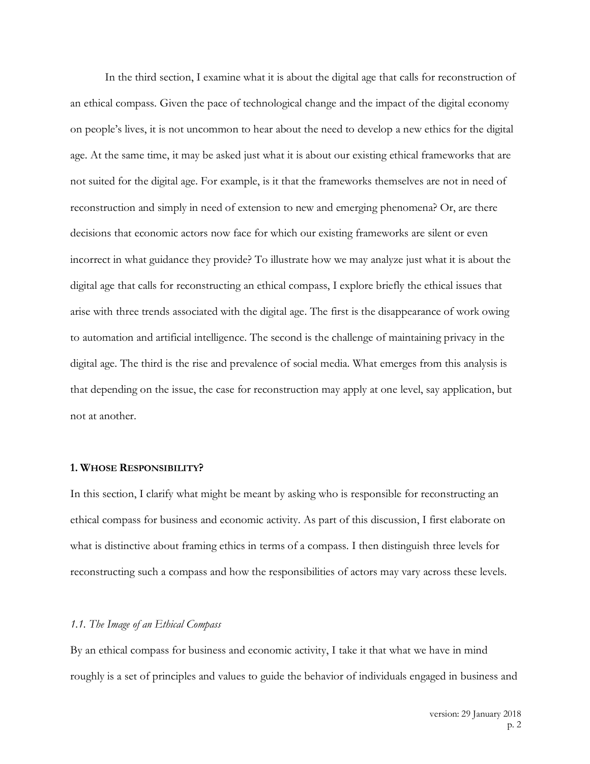In the third section, I examine what it is about the digital age that calls for reconstruction of an ethical compass. Given the pace of technological change and the impact of the digital economy on people's lives, it is not uncommon to hear about the need to develop a new ethics for the digital age. At the same time, it may be asked just what it is about our existing ethical frameworks that are not suited for the digital age. For example, is it that the frameworks themselves are not in need of reconstruction and simply in need of extension to new and emerging phenomena? Or, are there decisions that economic actors now face for which our existing frameworks are silent or even incorrect in what guidance they provide? To illustrate how we may analyze just what it is about the digital age that calls for reconstructing an ethical compass, I explore briefly the ethical issues that arise with three trends associated with the digital age. The first is the disappearance of work owing to automation and artificial intelligence. The second is the challenge of maintaining privacy in the digital age. The third is the rise and prevalence of social media. What emerges from this analysis is that depending on the issue, the case for reconstruction may apply at one level, say application, but not at another.

## 1. WHOSE RESPONSIBILITY?

In this section, I clarify what might be meant by asking who is responsible for reconstructing an ethical compass for business and economic activity. As part of this discussion, I first elaborate on what is distinctive about framing ethics in terms of a compass. I then distinguish three levels for reconstructing such a compass and how the responsibilities of actors may vary across these levels.

### *1.1. The Image of an Ethical Compass*

By an ethical compass for business and economic activity, I take it that what we have in mind roughly is a set of principles and values to guide the behavior of individuals engaged in business and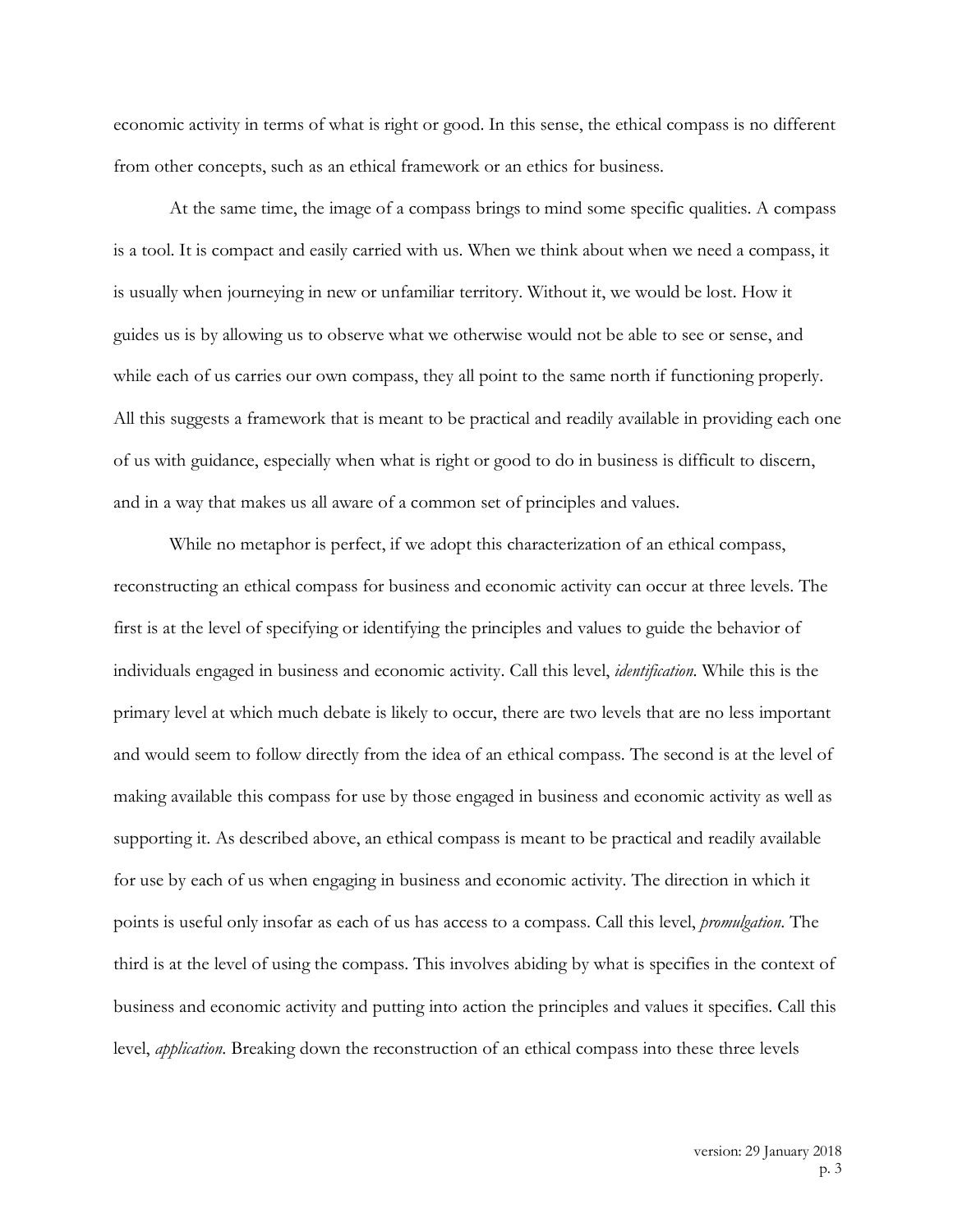economic activity in terms of what is right or good. In this sense, the ethical compass is no different from other concepts, such as an ethical framework or an ethics for business.

At the same time, the image of a compass brings to mind some specific qualities. A compass is a tool. It is compact and easily carried with us. When we think about when we need a compass, it is usually when journeying in new or unfamiliar territory. Without it, we would be lost. How it guides us is by allowing us to observe what we otherwise would not be able to see or sense, and while each of us carries our own compass, they all point to the same north if functioning properly. All this suggests a framework that is meant to be practical and readily available in providing each one of us with guidance, especially when what is right or good to do in business is difficult to discern, and in a way that makes us all aware of a common set of principles and values.

While no metaphor is perfect, if we adopt this characterization of an ethical compass, reconstructing an ethical compass for business and economic activity can occur at three levels. The first is at the level of specifying or identifying the principles and values to guide the behavior of individuals engaged in business and economic activity. Call this level, *identification*. While this is the primary level at which much debate is likely to occur, there are two levels that are no less important and would seem to follow directly from the idea of an ethical compass. The second is at the level of making available this compass for use by those engaged in business and economic activity as well as supporting it. As described above, an ethical compass is meant to be practical and readily available for use by each of us when engaging in business and economic activity. The direction in which it points is useful only insofar as each of us has access to a compass. Call this level, *promulgation*. The third is at the level of using the compass. This involves abiding by what is specifies in the context of business and economic activity and putting into action the principles and values it specifies. Call this level, *application*. Breaking down the reconstruction of an ethical compass into these three levels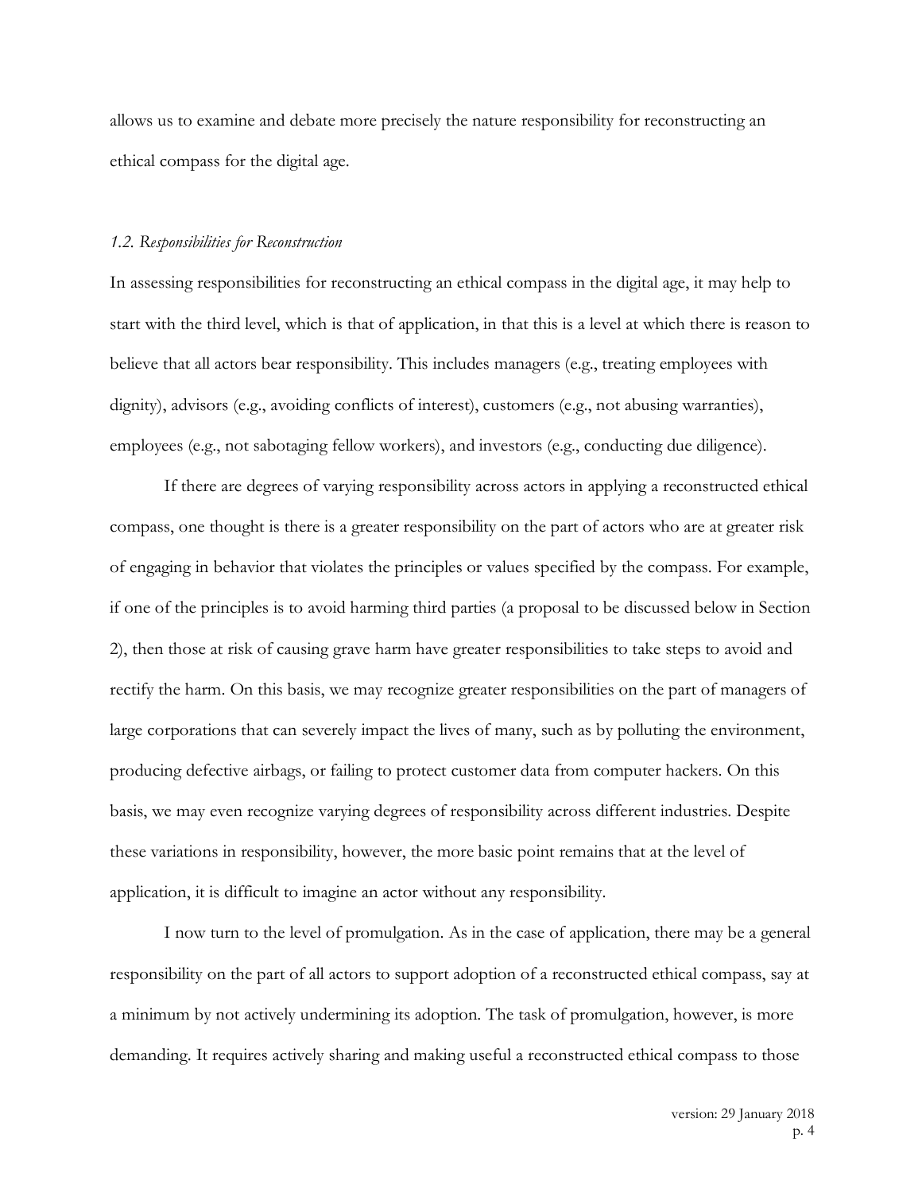allows us to examine and debate more precisely the nature responsibility for reconstructing an ethical compass for the digital age.

### *1.2. Responsibilities for Reconstruction*

In assessing responsibilities for reconstructing an ethical compass in the digital age, it may help to start with the third level, which is that of application, in that this is a level at which there is reason to believe that all actors bear responsibility. This includes managers (e.g., treating employees with dignity), advisors (e.g., avoiding conflicts of interest), customers (e.g., not abusing warranties), employees (e.g., not sabotaging fellow workers), and investors (e.g., conducting due diligence).

If there are degrees of varying responsibility across actors in applying a reconstructed ethical compass, one thought is there is a greater responsibility on the part of actors who are at greater risk of engaging in behavior that violates the principles or values specified by the compass. For example, if one of the principles is to avoid harming third parties (a proposal to be discussed below in Section 2), then those at risk of causing grave harm have greater responsibilities to take steps to avoid and rectify the harm. On this basis, we may recognize greater responsibilities on the part of managers of large corporations that can severely impact the lives of many, such as by polluting the environment, producing defective airbags, or failing to protect customer data from computer hackers. On this basis, we may even recognize varying degrees of responsibility across different industries. Despite these variations in responsibility, however, the more basic point remains that at the level of application, it is difficult to imagine an actor without any responsibility.

I now turn to the level of promulgation. As in the case of application, there may be a general responsibility on the part of all actors to support adoption of a reconstructed ethical compass, say at a minimum by not actively undermining its adoption. The task of promulgation, however, is more demanding. It requires actively sharing and making useful a reconstructed ethical compass to those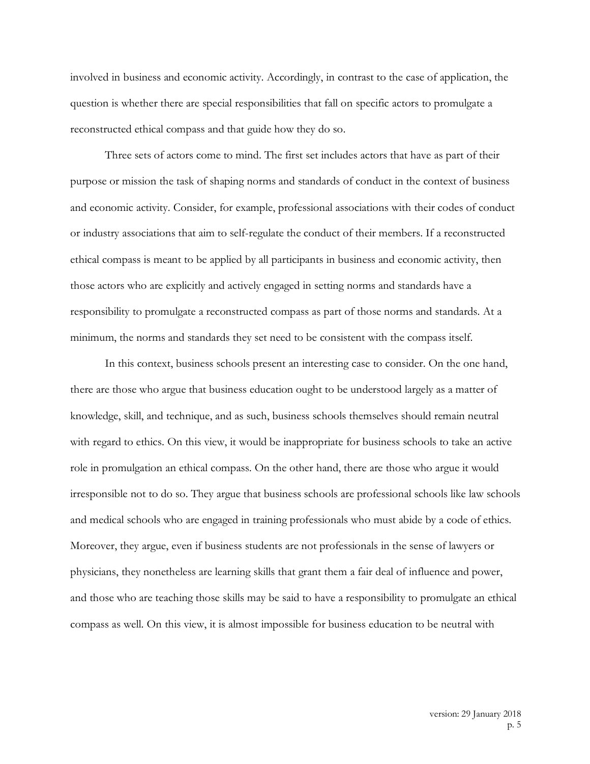involved in business and economic activity. Accordingly, in contrast to the case of application, the question is whether there are special responsibilities that fall on specific actors to promulgate a reconstructed ethical compass and that guide how they do so.

Three sets of actors come to mind. The first set includes actors that have as part of their purpose or mission the task of shaping norms and standards of conduct in the context of business and economic activity. Consider, for example, professional associations with their codes of conduct or industry associations that aim to self-regulate the conduct of their members. If a reconstructed ethical compass is meant to be applied by all participants in business and economic activity, then those actors who are explicitly and actively engaged in setting norms and standards have a responsibility to promulgate a reconstructed compass as part of those norms and standards. At a minimum, the norms and standards they set need to be consistent with the compass itself.

In this context, business schools present an interesting case to consider. On the one hand, there are those who argue that business education ought to be understood largely as a matter of knowledge, skill, and technique, and as such, business schools themselves should remain neutral with regard to ethics. On this view, it would be inappropriate for business schools to take an active role in promulgation an ethical compass. On the other hand, there are those who argue it would irresponsible not to do so. They argue that business schools are professional schools like law schools and medical schools who are engaged in training professionals who must abide by a code of ethics. Moreover, they argue, even if business students are not professionals in the sense of lawyers or physicians, they nonetheless are learning skills that grant them a fair deal of influence and power, and those who are teaching those skills may be said to have a responsibility to promulgate an ethical compass as well. On this view, it is almost impossible for business education to be neutral with

version: 29 January 2018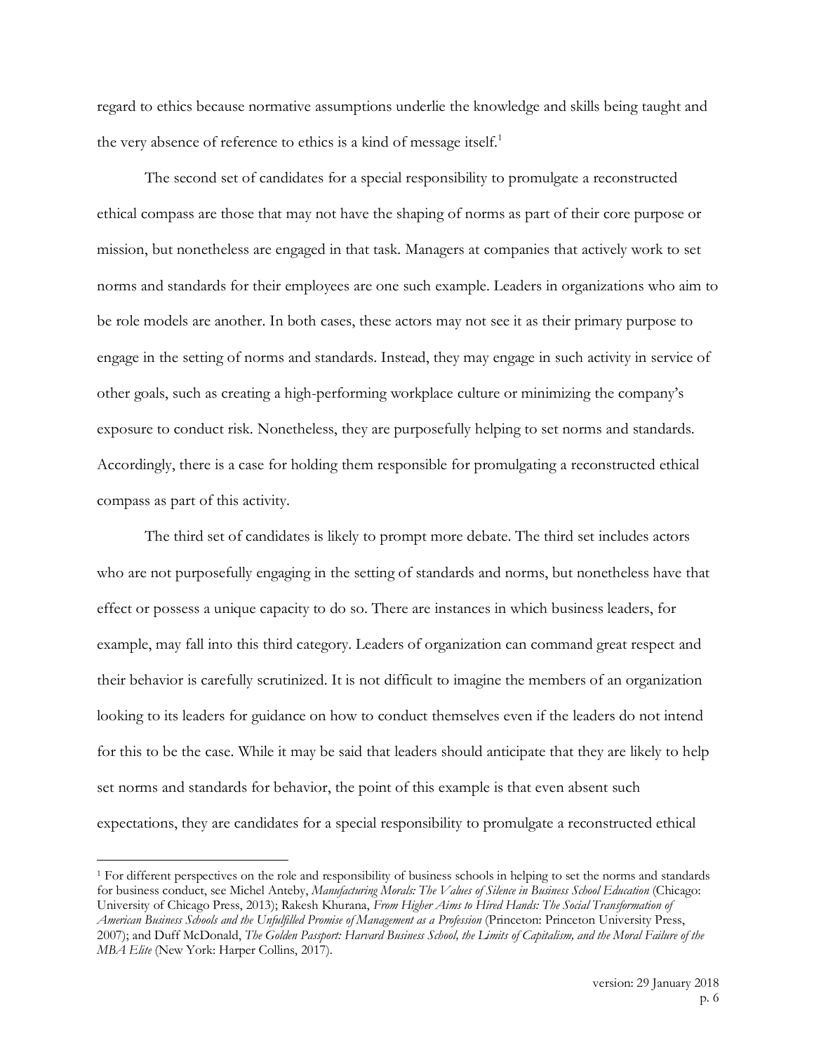regard to ethics because normative assumptions underlie the knowledge and skills being taught and the very absence of reference to ethics is a kind of message itself.[1]

The second set of candidates for a special responsibility to promulgate a reconstructed ethical compass are those that may not have the shaping of norms as part of their core purpose or mission, but nonetheless are engaged in that task. Managers at companies that actively work to set norms and standards for their employees are one such example. Leaders in organizations who aim to be role models are another. In both cases, these actors may not see it as their primary purpose to engage in the setting of norms and standards. Instead, they may engage in such activity in service of other goals, such as creating a high-performing workplace culture or minimizing the company's exposure to conduct risk. Nonetheless, they are purposefully helping to set norms and standards. Accordingly, there is a case for holding them responsible for promulgating a reconstructed ethical compass as part of this activity.

The third set of candidates is likely to prompt more debate. The third set includes actors who are not purposefully engaging in the setting of standards and norms, but nonetheless have that effect or possess a unique capacity to do so. There are instances in which business leaders, for example, may fall into this third category. Leaders of organization can command great respect and their behavior is carefully scrutinized. It is not difficult to imagine the members of an organization looking to its leaders for guidance on how to conduct themselves even if the leaders do not intend for this to be the case. While it may be said that leaders should anticipate that they are likely to help set norms and standards for behavior, the point of this example is that even absent such expectations, they are candidates for a special responsibility to promulgate a reconstructed ethical

---

[1] For different perspectives on the role and responsibility of business schools in helping to set the norms and standards for business conduct, see Michel Anteby, *Manufacturing Morals: The Values of Silence in Business School Education* (Chicago: University of Chicago Press, 2013); Rakesh Khurana, *From Higher Aims to Hired Hands: The Social Transformation of American Business Schools and the Unfulfilled Promise of Management as a Profession* (Princeton: Princeton University Press, 2007); and Duff McDonald, *The Golden Passport: Harvard Business School, the Limits of Capitalism, and the Moral Failure of the MBA Elite* (New York: Harper Collins, 2017).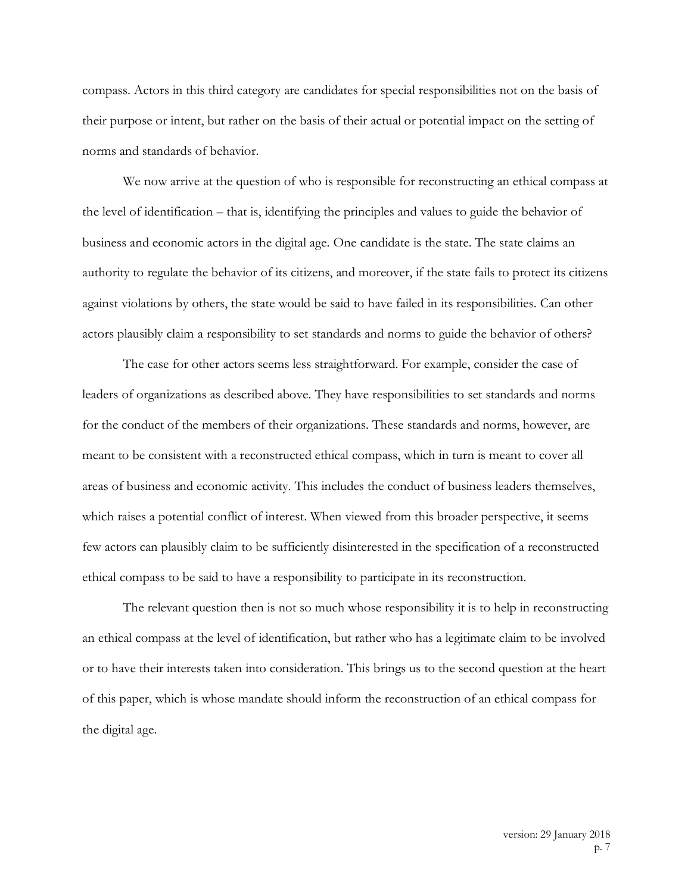compass. Actors in this third category are candidates for special responsibilities not on the basis of their purpose or intent, but rather on the basis of their actual or potential impact on the setting of norms and standards of behavior.

We now arrive at the question of who is responsible for reconstructing an ethical compass at the level of identification – that is, identifying the principles and values to guide the behavior of business and economic actors in the digital age. One candidate is the state. The state claims an authority to regulate the behavior of its citizens, and moreover, if the state fails to protect its citizens against violations by others, the state would be said to have failed in its responsibilities. Can other actors plausibly claim a responsibility to set standards and norms to guide the behavior of others?

The case for other actors seems less straightforward. For example, consider the case of leaders of organizations as described above. They have responsibilities to set standards and norms for the conduct of the members of their organizations. These standards and norms, however, are meant to be consistent with a reconstructed ethical compass, which in turn is meant to cover all areas of business and economic activity. This includes the conduct of business leaders themselves, which raises a potential conflict of interest. When viewed from this broader perspective, it seems few actors can plausibly claim to be sufficiently disinterested in the specification of a reconstructed ethical compass to be said to have a responsibility to participate in its reconstruction.

The relevant question then is not so much whose responsibility it is to help in reconstructing an ethical compass at the level of identification, but rather who has a legitimate claim to be involved or to have their interests taken into consideration. This brings us to the second question at the heart of this paper, which is whose mandate should inform the reconstruction of an ethical compass for the digital age.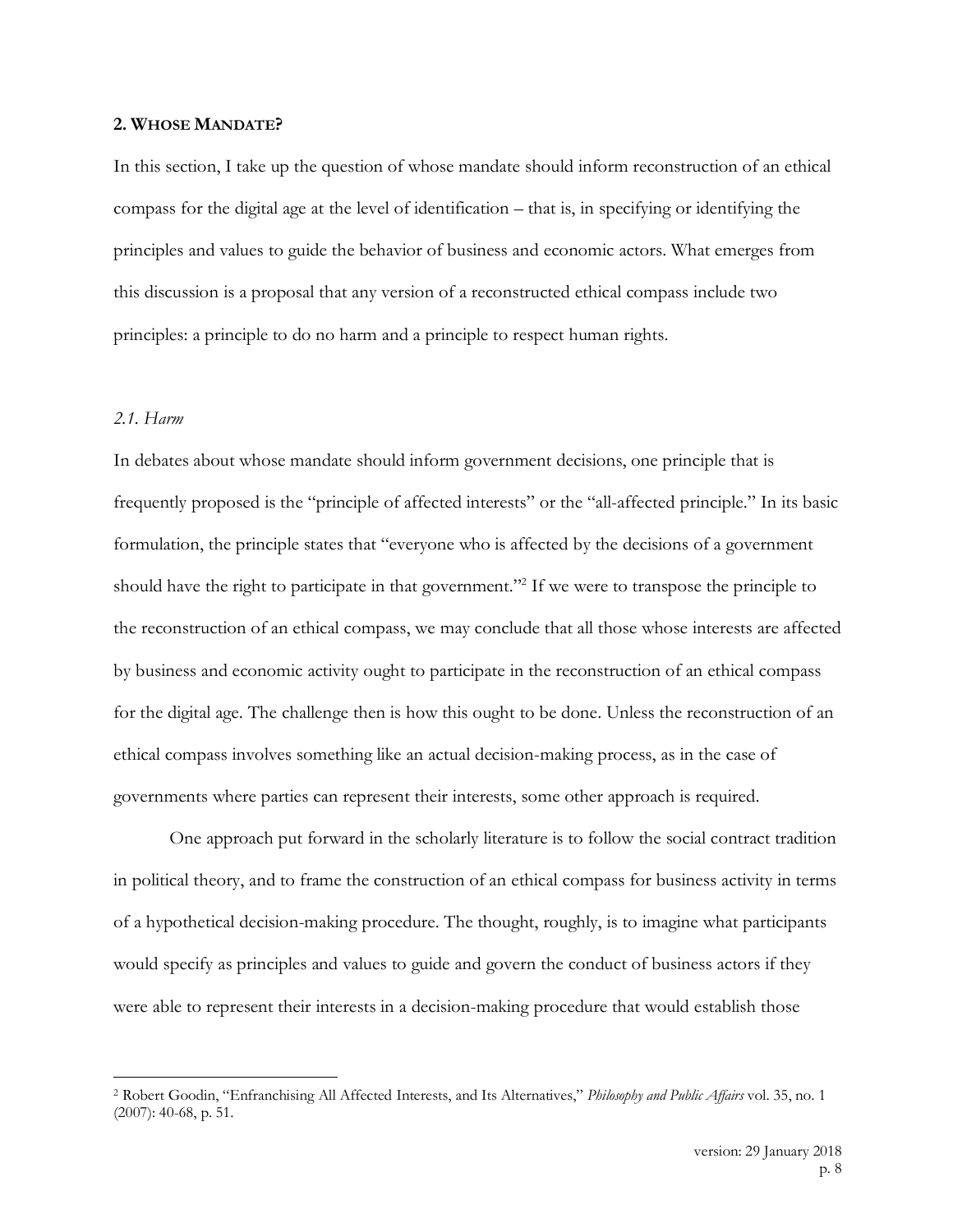## 2. Whose Mandate?

In this section, I take up the question of whose mandate should inform reconstruction of an ethical compass for the digital age at the level of identification – that is, in specifying or identifying the principles and values to guide the behavior of business and economic actors. What emerges from this discussion is a proposal that any version of a reconstructed ethical compass include two principles: a principle to do no harm and a principle to respect human rights.

### *2.1. Harm*

In debates about whose mandate should inform government decisions, one principle that is frequently proposed is the "principle of affected interests" or the "all-affected principle." In its basic formulation, the principle states that "everyone who is affected by the decisions of a government should have the right to participate in that government."[2] If we were to transpose the principle to the reconstruction of an ethical compass, we may conclude that all those whose interests are affected by business and economic activity ought to participate in the reconstruction of an ethical compass for the digital age. The challenge then is how this ought to be done. Unless the reconstruction of an ethical compass involves something like an actual decision-making process, as in the case of governments where parties can represent their interests, some other approach is required.

One approach put forward in the scholarly literature is to follow the social contract tradition in political theory, and to frame the construction of an ethical compass for business activity in terms of a hypothetical decision-making procedure. The thought, roughly, is to imagine what participants would specify as principles and values to guide and govern the conduct of business actors if they were able to represent their interests in a decision-making procedure that would establish those

[2] Robert Goodin, "Enfranchising All Affected Interests, and Its Alternatives," *Philosophy and Public Affairs* vol. 35, no. 1 (2007): 40-68, p. 51.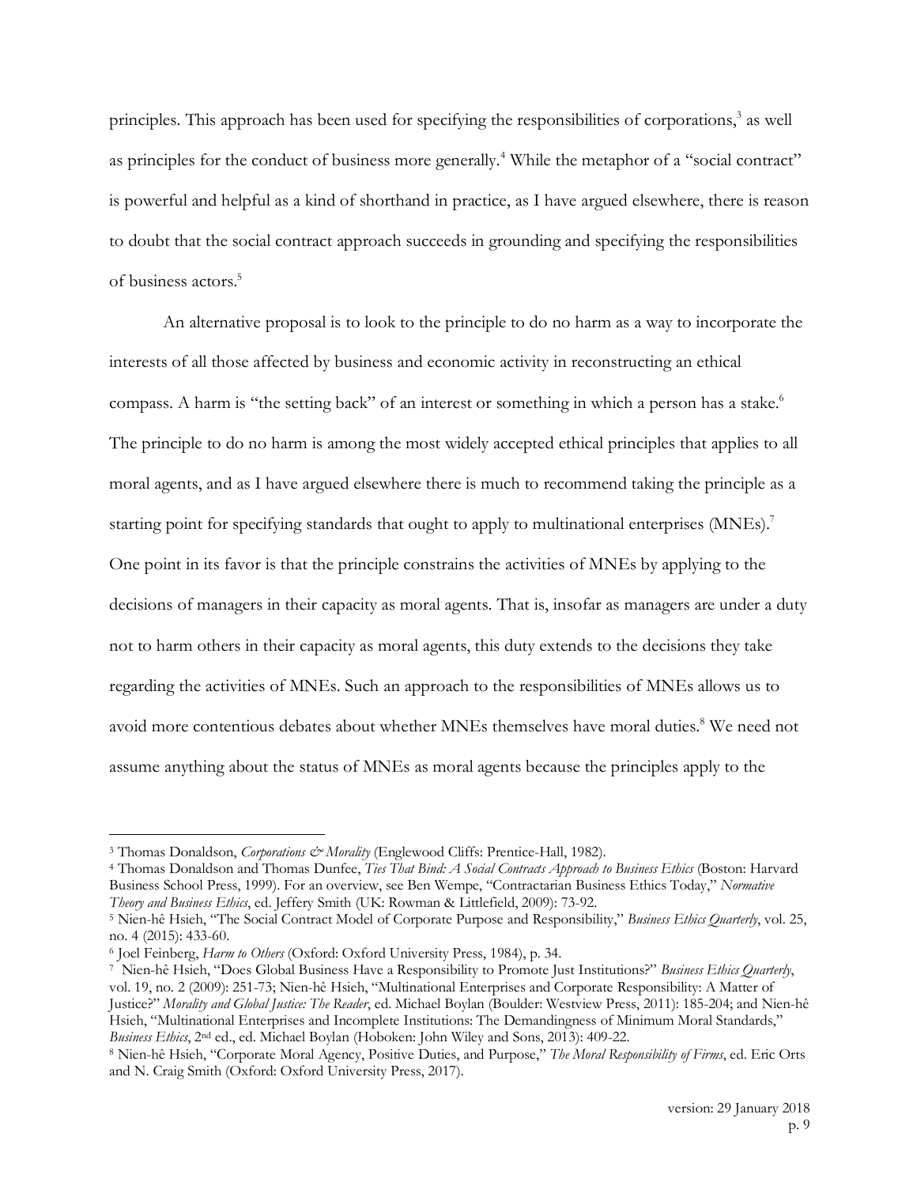principles. This approach has been used for specifying the responsibilities of corporations,[3] as well as principles for the conduct of business more generally.[4] While the metaphor of a "social contract" is powerful and helpful as a kind of shorthand in practice, as I have argued elsewhere, there is reason to doubt that the social contract approach succeeds in grounding and specifying the responsibilities of business actors.[5]

An alternative proposal is to look to the principle to do no harm as a way to incorporate the interests of all those affected by business and economic activity in reconstructing an ethical compass. A harm is "the setting back" of an interest or something in which a person has a stake.[6] The principle to do no harm is among the most widely accepted ethical principles that applies to all moral agents, and as I have argued elsewhere there is much to recommend taking the principle as a starting point for specifying standards that ought to apply to multinational enterprises (MNEs).[7] One point in its favor is that the principle constrains the activities of MNEs by applying to the decisions of managers in their capacity as moral agents. That is, insofar as managers are under a duty not to harm others in their capacity as moral agents, this duty extends to the decisions they take regarding the activities of MNEs. Such an approach to the responsibilities of MNEs allows us to avoid more contentious debates about whether MNEs themselves have moral duties.[8] We need not assume anything about the status of MNEs as moral agents because the principles apply to the

---

[3] Thomas Donaldson, *Corporations & Morality* (Englewood Cliffs: Prentice-Hall, 1982).

[4] Thomas Donaldson and Thomas Dunfee, *Ties That Bind: A Social Contracts Approach to Business Ethics* (Boston: Harvard Business School Press, 1999). For an overview, see Ben Wempe, "Contractarian Business Ethics Today," *Normative Theory and Business Ethics*, ed. Jeffery Smith (UK: Rowman & Littlefield, 2009): 73-92.

[5] Nien-hê Hsieh, "The Social Contract Model of Corporate Purpose and Responsibility," *Business Ethics Quarterly*, vol. 25, no. 4 (2015): 433-60.

[6] Joel Feinberg, *Harm to Others* (Oxford: Oxford University Press, 1984), p. 34.

[7] Nien-hê Hsieh, "Does Global Business Have a Responsibility to Promote Just Institutions?" *Business Ethics Quarterly*, vol. 19, no. 2 (2009): 251-73; Nien-hê Hsieh, "Multinational Enterprises and Corporate Responsibility: A Matter of Justice?" *Morality and Global Justice: The Reader*, ed. Michael Boylan (Boulder: Westview Press, 2011): 185-204; and Nien-hê Hsieh, "Multinational Enterprises and Incomplete Institutions: The Demandingness of Minimum Moral Standards," *Business Ethics*, 2nd ed., ed. Michael Boylan (Hoboken: John Wiley and Sons, 2013): 409-22.

[8] Nien-hê Hsieh, "Corporate Moral Agency, Positive Duties, and Purpose," *The Moral Responsibility of Firms*, ed. Eric Orts and N. Craig Smith (Oxford: Oxford University Press, 2017).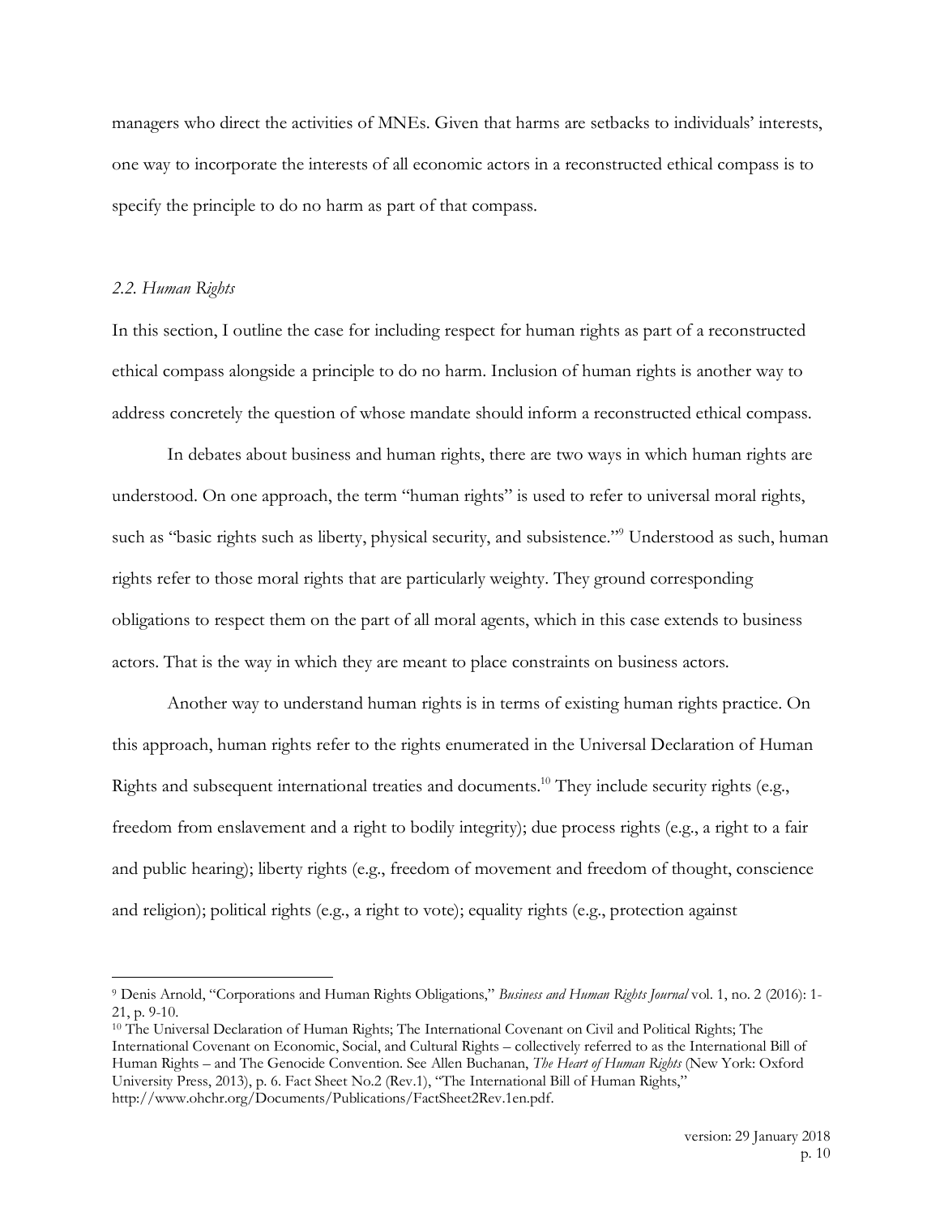managers who direct the activities of MNEs. Given that harms are setbacks to individuals' interests, one way to incorporate the interests of all economic actors in a reconstructed ethical compass is to specify the principle to do no harm as part of that compass.

### *2.2. Human Rights*

In this section, I outline the case for including respect for human rights as part of a reconstructed ethical compass alongside a principle to do no harm. Inclusion of human rights is another way to address concretely the question of whose mandate should inform a reconstructed ethical compass.

In debates about business and human rights, there are two ways in which human rights are understood. On one approach, the term "human rights" is used to refer to universal moral rights, such as "basic rights such as liberty, physical security, and subsistence."[9] Understood as such, human rights refer to those moral rights that are particularly weighty. They ground corresponding obligations to respect them on the part of all moral agents, which in this case extends to business actors. That is the way in which they are meant to place constraints on business actors.

Another way to understand human rights is in terms of existing human rights practice. On this approach, human rights refer to the rights enumerated in the Universal Declaration of Human Rights and subsequent international treaties and documents.[10] They include security rights (e.g., freedom from enslavement and a right to bodily integrity); due process rights (e.g., a right to a fair and public hearing); liberty rights (e.g., freedom of movement and freedom of thought, conscience and religion); political rights (e.g., a right to vote); equality rights (e.g., protection against

---

[9] Denis Arnold, "Corporations and Human Rights Obligations," *Business and Human Rights Journal* vol. 1, no. 2 (2016): 1-21, p. 9-10.

[10] The Universal Declaration of Human Rights; The International Covenant on Civil and Political Rights; The International Covenant on Economic, Social, and Cultural Rights – collectively referred to as the International Bill of Human Rights – and The Genocide Convention. See Allen Buchanan, *The Heart of Human Rights* (New York: Oxford University Press, 2013), p. 6. Fact Sheet No.2 (Rev.1), "The International Bill of Human Rights," http://www.ohchr.org/Documents/Publications/FactSheet2Rev.1en.pdf.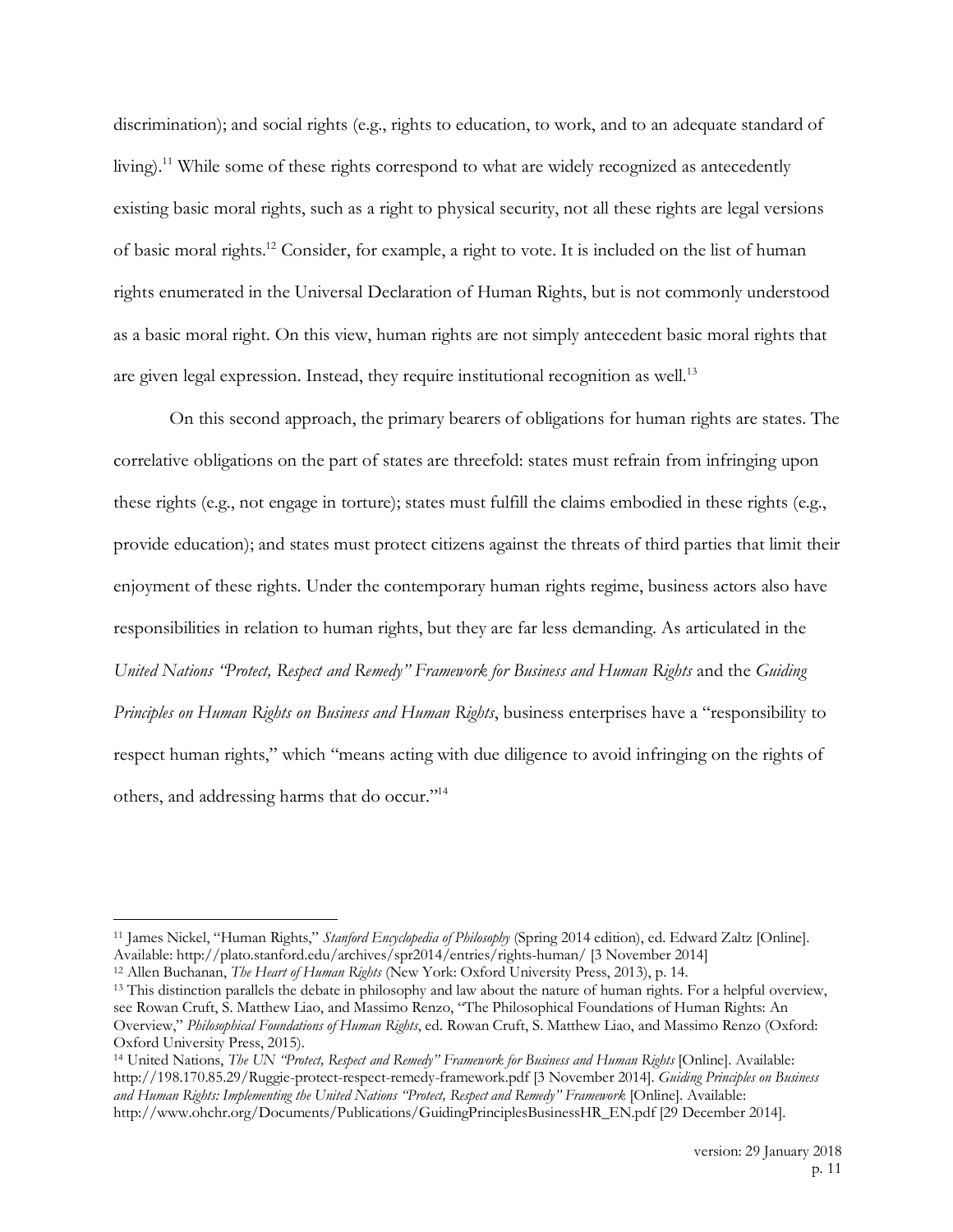discrimination); and social rights (e.g., rights to education, to work, and to an adequate standard of living).[11] While some of these rights correspond to what are widely recognized as antecedently existing basic moral rights, such as a right to physical security, not all these rights are legal versions of basic moral rights.[12] Consider, for example, a right to vote. It is included on the list of human rights enumerated in the Universal Declaration of Human Rights, but is not commonly understood as a basic moral right. On this view, human rights are not simply antecedent basic moral rights that are given legal expression. Instead, they require institutional recognition as well.[13]

On this second approach, the primary bearers of obligations for human rights are states. The correlative obligations on the part of states are threefold: states must refrain from infringing upon these rights (e.g., not engage in torture); states must fulfill the claims embodied in these rights (e.g., provide education); and states must protect citizens against the threats of third parties that limit their enjoyment of these rights. Under the contemporary human rights regime, business actors also have responsibilities in relation to human rights, but they are far less demanding. As articulated in the *United Nations "Protect, Respect and Remedy" Framework for Business and Human Rights* and the *Guiding Principles on Human Rights on Business and Human Rights*, business enterprises have a "responsibility to respect human rights," which "means acting with due diligence to avoid infringing on the rights of others, and addressing harms that do occur."[14]

---

[11] James Nickel, "Human Rights," *Stanford Encyclopedia of Philosophy* (Spring 2014 edition), ed. Edward Zaltz [Online]. Available: http://plato.stanford.edu/archives/spr2014/entries/rights-human/ [3 November 2014]

[12] Allen Buchanan, *The Heart of Human Rights* (New York: Oxford University Press, 2013), p. 14.

[13] This distinction parallels the debate in philosophy and law about the nature of human rights. For a helpful overview, see Rowan Cruft, S. Matthew Liao, and Massimo Renzo, "The Philosophical Foundations of Human Rights: An Overview," *Philosophical Foundations of Human Rights*, ed. Rowan Cruft, S. Matthew Liao, and Massimo Renzo (Oxford: Oxford University Press, 2015).

[14] United Nations, *The UN "Protect, Respect and Remedy" Framework for Business and Human Rights* [Online]. Available: http://198.170.85.29/Ruggie-protect-respect-remedy-framework.pdf [3 November 2014]. *Guiding Principles on Business and Human Rights: Implementing the United Nations "Protect, Respect and Remedy" Framework* [Online]. Available: http://www.ohchr.org/Documents/Publications/GuidingPrinciplesBusinessHR_EN.pdf [29 December 2014].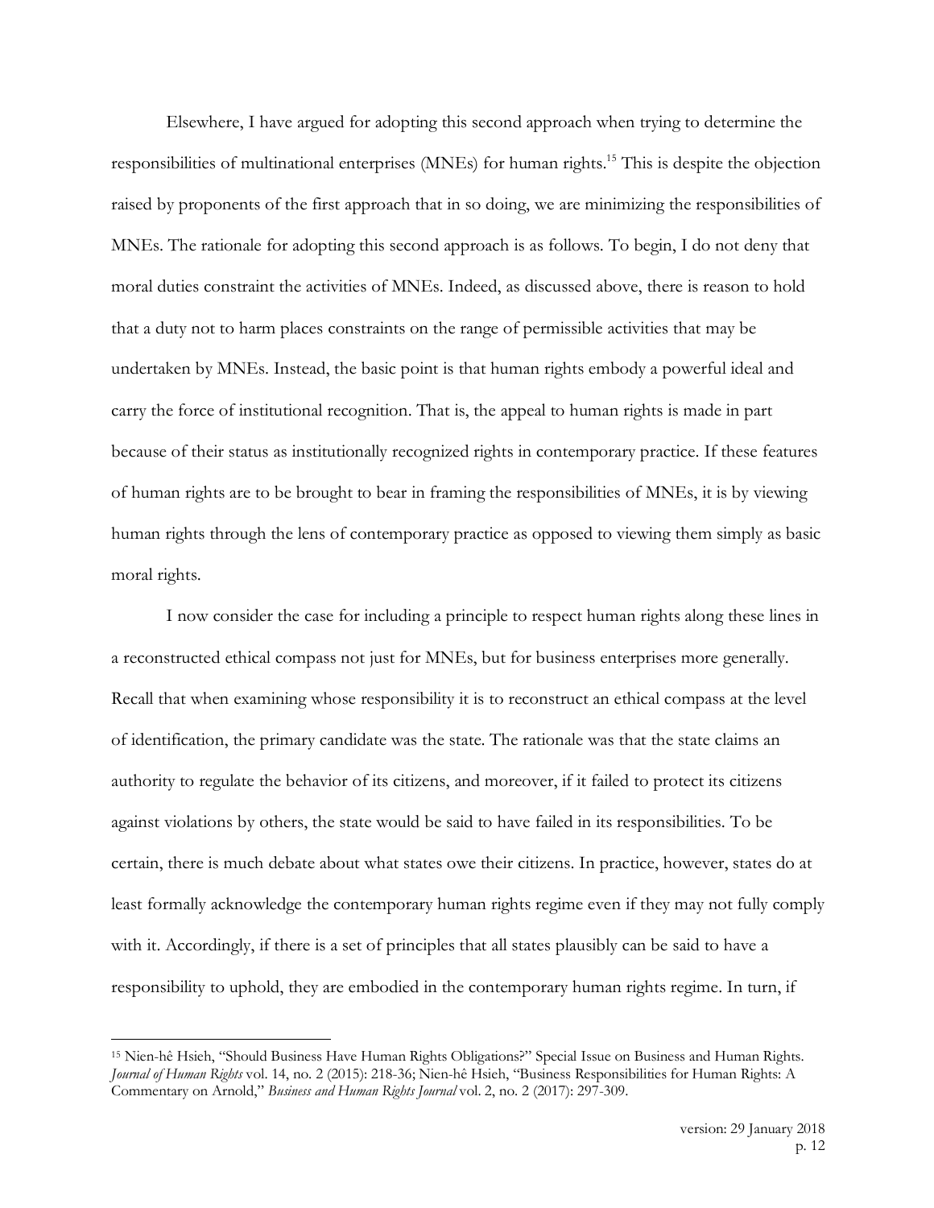Elsewhere, I have argued for adopting this second approach when trying to determine the responsibilities of multinational enterprises (MNEs) for human rights.[15] This is despite the objection raised by proponents of the first approach that in so doing, we are minimizing the responsibilities of MNEs. The rationale for adopting this second approach is as follows. To begin, I do not deny that moral duties constraint the activities of MNEs. Indeed, as discussed above, there is reason to hold that a duty not to harm places constraints on the range of permissible activities that may be undertaken by MNEs. Instead, the basic point is that human rights embody a powerful ideal and carry the force of institutional recognition. That is, the appeal to human rights is made in part because of their status as institutionally recognized rights in contemporary practice. If these features of human rights are to be brought to bear in framing the responsibilities of MNEs, it is by viewing human rights through the lens of contemporary practice as opposed to viewing them simply as basic moral rights.

I now consider the case for including a principle to respect human rights along these lines in a reconstructed ethical compass not just for MNEs, but for business enterprises more generally. Recall that when examining whose responsibility it is to reconstruct an ethical compass at the level of identification, the primary candidate was the state. The rationale was that the state claims an authority to regulate the behavior of its citizens, and moreover, if it failed to protect its citizens against violations by others, the state would be said to have failed in its responsibilities. To be certain, there is much debate about what states owe their citizens. In practice, however, states do at least formally acknowledge the contemporary human rights regime even if they may not fully comply with it. Accordingly, if there is a set of principles that all states plausibly can be said to have a responsibility to uphold, they are embodied in the contemporary human rights regime. In turn, if

---

[15] Nien-hê Hsieh, "Should Business Have Human Rights Obligations?" Special Issue on Business and Human Rights. *Journal of Human Rights* vol. 14, no. 2 (2015): 218-36; Nien-hê Hsieh, "Business Responsibilities for Human Rights: A Commentary on Arnold," *Business and Human Rights Journal* vol. 2, no. 2 (2017): 297-309.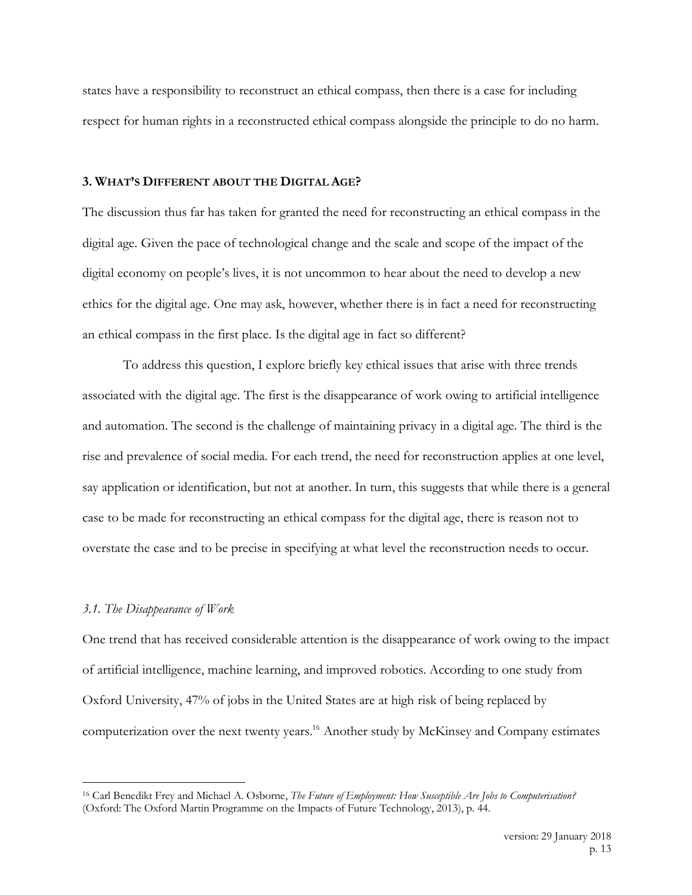states have a responsibility to reconstruct an ethical compass, then there is a case for including respect for human rights in a reconstructed ethical compass alongside the principle to do no harm.

## 3. What's Different about the Digital Age?

The discussion thus far has taken for granted the need for reconstructing an ethical compass in the digital age. Given the pace of technological change and the scale and scope of the impact of the digital economy on people's lives, it is not uncommon to hear about the need to develop a new ethics for the digital age. One may ask, however, whether there is in fact a need for reconstructing an ethical compass in the first place. Is the digital age in fact so different?

To address this question, I explore briefly key ethical issues that arise with three trends associated with the digital age. The first is the disappearance of work owing to artificial intelligence and automation. The second is the challenge of maintaining privacy in a digital age. The third is the rise and prevalence of social media. For each trend, the need for reconstruction applies at one level, say application or identification, but not at another. In turn, this suggests that while there is a general case to be made for reconstructing an ethical compass for the digital age, there is reason not to overstate the case and to be precise in specifying at what level the reconstruction needs to occur.

### *3.1. The Disappearance of Work*

One trend that has received considerable attention is the disappearance of work owing to the impact of artificial intelligence, machine learning, and improved robotics. According to one study from Oxford University, 47% of jobs in the United States are at high risk of being replaced by computerization over the next twenty years.[16] Another study by McKinsey and Company estimates

[16] Carl Benedikt Frey and Michael A. Osborne, *The Future of Employment: How Susceptible Are Jobs to Computerisation?* (Oxford: The Oxford Martin Programme on the Impacts of Future Technology, 2013), p. 44.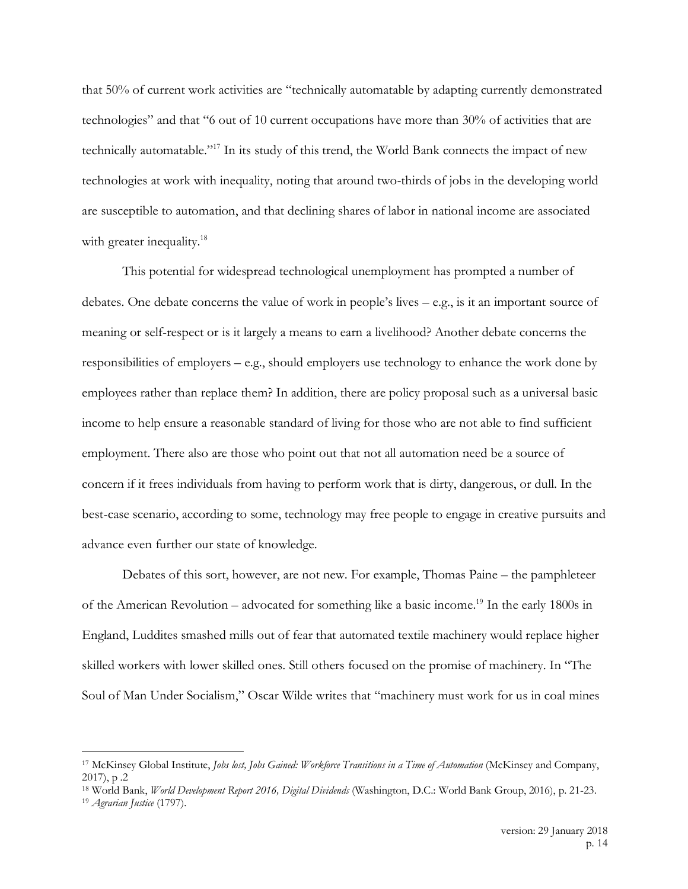that 50% of current work activities are "technically automatable by adapting currently demonstrated technologies" and that "6 out of 10 current occupations have more than 30% of activities that are technically automatable."[17] In its study of this trend, the World Bank connects the impact of new technologies at work with inequality, noting that around two-thirds of jobs in the developing world are susceptible to automation, and that declining shares of labor in national income are associated with greater inequality.[18]

This potential for widespread technological unemployment has prompted a number of debates. One debate concerns the value of work in people's lives – e.g., is it an important source of meaning or self-respect or is it largely a means to earn a livelihood? Another debate concerns the responsibilities of employers – e.g., should employers use technology to enhance the work done by employees rather than replace them? In addition, there are policy proposal such as a universal basic income to help ensure a reasonable standard of living for those who are not able to find sufficient employment. There also are those who point out that not all automation need be a source of concern if it frees individuals from having to perform work that is dirty, dangerous, or dull. In the best-case scenario, according to some, technology may free people to engage in creative pursuits and advance even further our state of knowledge.

Debates of this sort, however, are not new. For example, Thomas Paine – the pamphleteer of the American Revolution – advocated for something like a basic income.[19] In the early 1800s in England, Luddites smashed mills out of fear that automated textile machinery would replace higher skilled workers with lower skilled ones. Still others focused on the promise of machinery. In "The Soul of Man Under Socialism," Oscar Wilde writes that "machinery must work for us in coal mines

---

[17] McKinsey Global Institute, *Jobs lost, Jobs Gained: Workforce Transitions in a Time of Automation* (McKinsey and Company, 2017), p .2

[18] World Bank, *World Development Report 2016, Digital Dividends* (Washington, D.C.: World Bank Group, 2016), p. 21-23.

[19] *Agrarian Justice* (1797).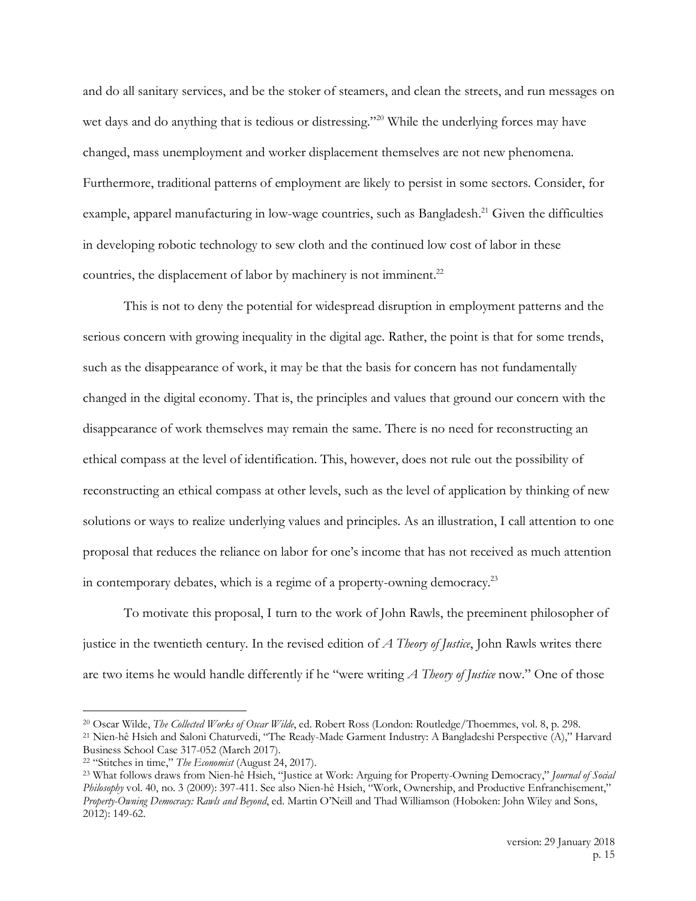and do all sanitary services, and be the stoker of steamers, and clean the streets, and run messages on wet days and do anything that is tedious or distressing."[20] While the underlying forces may have changed, mass unemployment and worker displacement themselves are not new phenomena. Furthermore, traditional patterns of employment are likely to persist in some sectors. Consider, for example, apparel manufacturing in low-wage countries, such as Bangladesh.[21] Given the difficulties in developing robotic technology to sew cloth and the continued low cost of labor in these countries, the displacement of labor by machinery is not imminent.[22]

This is not to deny the potential for widespread disruption in employment patterns and the serious concern with growing inequality in the digital age. Rather, the point is that for some trends, such as the disappearance of work, it may be that the basis for concern has not fundamentally changed in the digital economy. That is, the principles and values that ground our concern with the disappearance of work themselves may remain the same. There is no need for reconstructing an ethical compass at the level of identification. This, however, does not rule out the possibility of reconstructing an ethical compass at other levels, such as the level of application by thinking of new solutions or ways to realize underlying values and principles. As an illustration, I call attention to one proposal that reduces the reliance on labor for one's income that has not received as much attention in contemporary debates, which is a regime of a property-owning democracy.[23]

To motivate this proposal, I turn to the work of John Rawls, the preeminent philosopher of justice in the twentieth century. In the revised edition of *A Theory of Justice*, John Rawls writes there are two items he would handle differently if he "were writing *A Theory of Justice* now." One of those

---

[20] Oscar Wilde, *The Collected Works of Oscar Wilde*, ed. Robert Ross (London: Routledge/Thoemmes, vol. 8, p. 298.

[21] Nien-hê Hsieh and Saloni Chaturvedi, "The Ready-Made Garment Industry: A Bangladeshi Perspective (A)," Harvard Business School Case 317-052 (March 2017).

[22] "Stitches in time," *The Economist* (August 24, 2017).

[23] What follows draws from Nien-hê Hsieh, "Justice at Work: Arguing for Property-Owning Democracy," *Journal of Social Philosophy* vol. 40, no. 3 (2009): 397-411. See also Nien-hê Hsieh, "Work, Ownership, and Productive Enfranchisement," *Property-Owning Democracy: Rawls and Beyond*, ed. Martin O'Neill and Thad Williamson (Hoboken: John Wiley and Sons, 2012): 149-62.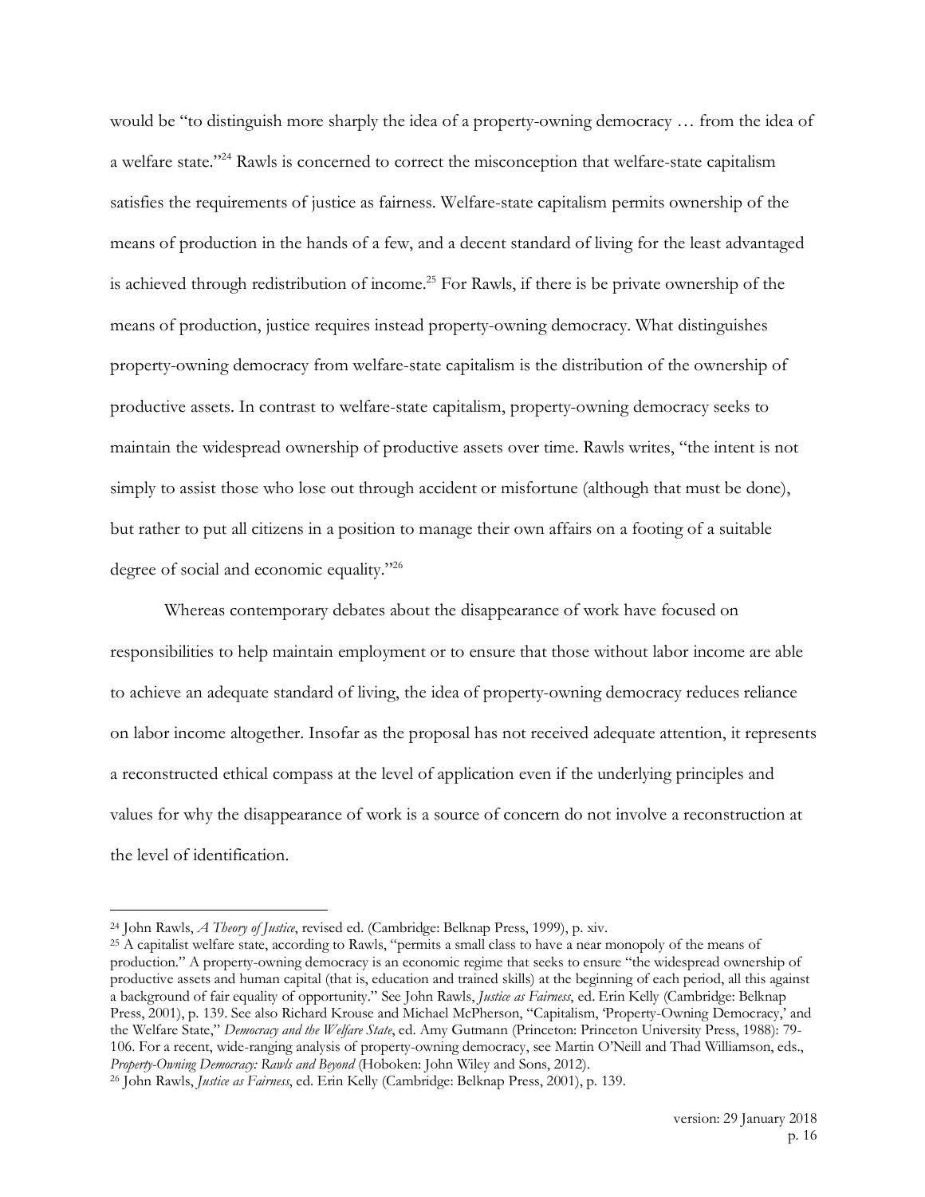would be "to distinguish more sharply the idea of a property-owning democracy … from the idea of a welfare state."[24] Rawls is concerned to correct the misconception that welfare-state capitalism satisfies the requirements of justice as fairness. Welfare-state capitalism permits ownership of the means of production in the hands of a few, and a decent standard of living for the least advantaged is achieved through redistribution of income.[25] For Rawls, if there is be private ownership of the means of production, justice requires instead property-owning democracy. What distinguishes property-owning democracy from welfare-state capitalism is the distribution of the ownership of productive assets. In contrast to welfare-state capitalism, property-owning democracy seeks to maintain the widespread ownership of productive assets over time. Rawls writes, "the intent is not simply to assist those who lose out through accident or misfortune (although that must be done), but rather to put all citizens in a position to manage their own affairs on a footing of a suitable degree of social and economic equality."[26]

Whereas contemporary debates about the disappearance of work have focused on responsibilities to help maintain employment or to ensure that those without labor income are able to achieve an adequate standard of living, the idea of property-owning democracy reduces reliance on labor income altogether. Insofar as the proposal has not received adequate attention, it represents a reconstructed ethical compass at the level of application even if the underlying principles and values for why the disappearance of work is a source of concern do not involve a reconstruction at the level of identification.

---

[24] John Rawls, *A Theory of Justice*, revised ed. (Cambridge: Belknap Press, 1999), p. xiv.

[25] A capitalist welfare state, according to Rawls, "permits a small class to have a near monopoly of the means of production." A property-owning democracy is an economic regime that seeks to ensure "the widespread ownership of productive assets and human capital (that is, education and trained skills) at the beginning of each period, all this against a background of fair equality of opportunity." See John Rawls, *Justice as Fairness*, ed. Erin Kelly (Cambridge: Belknap Press, 2001), p. 139. See also Richard Krouse and Michael McPherson, "Capitalism, 'Property-Owning Democracy,' and the Welfare State," *Democracy and the Welfare State*, ed. Amy Gutmann (Princeton: Princeton University Press, 1988): 79-106. For a recent, wide-ranging analysis of property-owning democracy, see Martin O'Neill and Thad Williamson, eds., *Property-Owning Democracy: Rawls and Beyond* (Hoboken: John Wiley and Sons, 2012).

[26] John Rawls, *Justice as Fairness*, ed. Erin Kelly (Cambridge: Belknap Press, 2001), p. 139.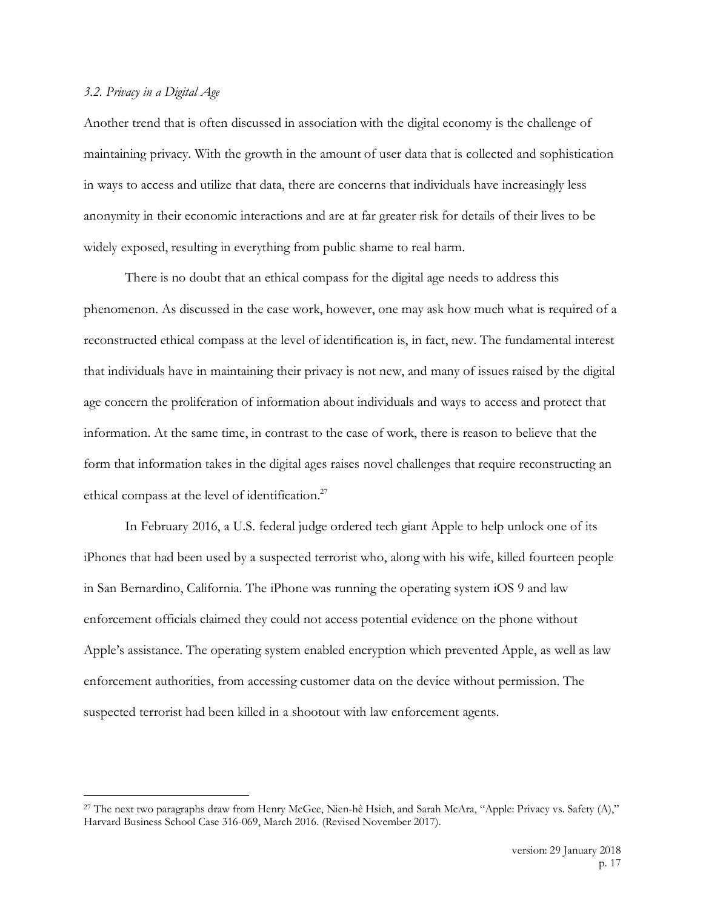*3.2. Privacy in a Digital Age*

Another trend that is often discussed in association with the digital economy is the challenge of maintaining privacy. With the growth in the amount of user data that is collected and sophistication in ways to access and utilize that data, there are concerns that individuals have increasingly less anonymity in their economic interactions and are at far greater risk for details of their lives to be widely exposed, resulting in everything from public shame to real harm.

There is no doubt that an ethical compass for the digital age needs to address this phenomenon. As discussed in the case work, however, one may ask how much what is required of a reconstructed ethical compass at the level of identification is, in fact, new. The fundamental interest that individuals have in maintaining their privacy is not new, and many of issues raised by the digital age concern the proliferation of information about individuals and ways to access and protect that information. At the same time, in contrast to the case of work, there is reason to believe that the form that information takes in the digital ages raises novel challenges that require reconstructing an ethical compass at the level of identification.[27]

In February 2016, a U.S. federal judge ordered tech giant Apple to help unlock one of its iPhones that had been used by a suspected terrorist who, along with his wife, killed fourteen people in San Bernardino, California. The iPhone was running the operating system iOS 9 and law enforcement officials claimed they could not access potential evidence on the phone without Apple's assistance. The operating system enabled encryption which prevented Apple, as well as law enforcement authorities, from accessing customer data on the device without permission. The suspected terrorist had been killed in a shootout with law enforcement agents.

---

[27] The next two paragraphs draw from Henry McGee, Nien-hê Hsieh, and Sarah McAra, "Apple: Privacy vs. Safety (A)," Harvard Business School Case 316-069, March 2016. (Revised November 2017).

version: 29 January 2018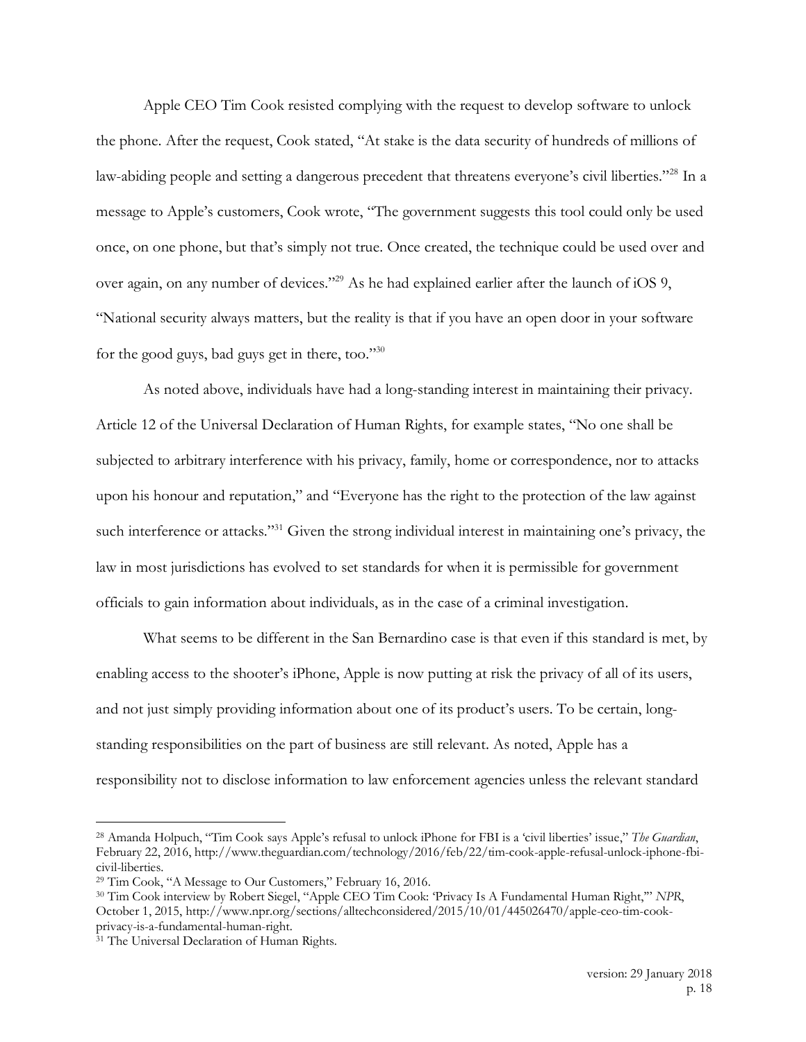Apple CEO Tim Cook resisted complying with the request to develop software to unlock the phone. After the request, Cook stated, "At stake is the data security of hundreds of millions of law-abiding people and setting a dangerous precedent that threatens everyone's civil liberties."[28] In a message to Apple's customers, Cook wrote, "The government suggests this tool could only be used once, on one phone, but that's simply not true. Once created, the technique could be used over and over again, on any number of devices."[29] As he had explained earlier after the launch of iOS 9, "National security always matters, but the reality is that if you have an open door in your software for the good guys, bad guys get in there, too."[30]

As noted above, individuals have had a long-standing interest in maintaining their privacy. Article 12 of the Universal Declaration of Human Rights, for example states, "No one shall be subjected to arbitrary interference with his privacy, family, home or correspondence, nor to attacks upon his honour and reputation," and "Everyone has the right to the protection of the law against such interference or attacks."[31] Given the strong individual interest in maintaining one's privacy, the law in most jurisdictions has evolved to set standards for when it is permissible for government officials to gain information about individuals, as in the case of a criminal investigation.

What seems to be different in the San Bernardino case is that even if this standard is met, by enabling access to the shooter's iPhone, Apple is now putting at risk the privacy of all of its users, and not just simply providing information about one of its product's users. To be certain, long-standing responsibilities on the part of business are still relevant. As noted, Apple has a responsibility not to disclose information to law enforcement agencies unless the relevant standard

---

[28] Amanda Holpuch, "Tim Cook says Apple's refusal to unlock iPhone for FBI is a 'civil liberties' issue," *The Guardian*, February 22, 2016, http://www.theguardian.com/technology/2016/feb/22/tim-cook-apple-refusal-unlock-iphone-fbi-civil-liberties.

[29] Tim Cook, "A Message to Our Customers," February 16, 2016.

[30] Tim Cook interview by Robert Siegel, "Apple CEO Tim Cook: 'Privacy Is A Fundamental Human Right,'" *NPR*, October 1, 2015, http://www.npr.org/sections/alltechconsidered/2015/10/01/445026470/apple-ceo-tim-cook-privacy-is-a-fundamental-human-right.

[31] The Universal Declaration of Human Rights.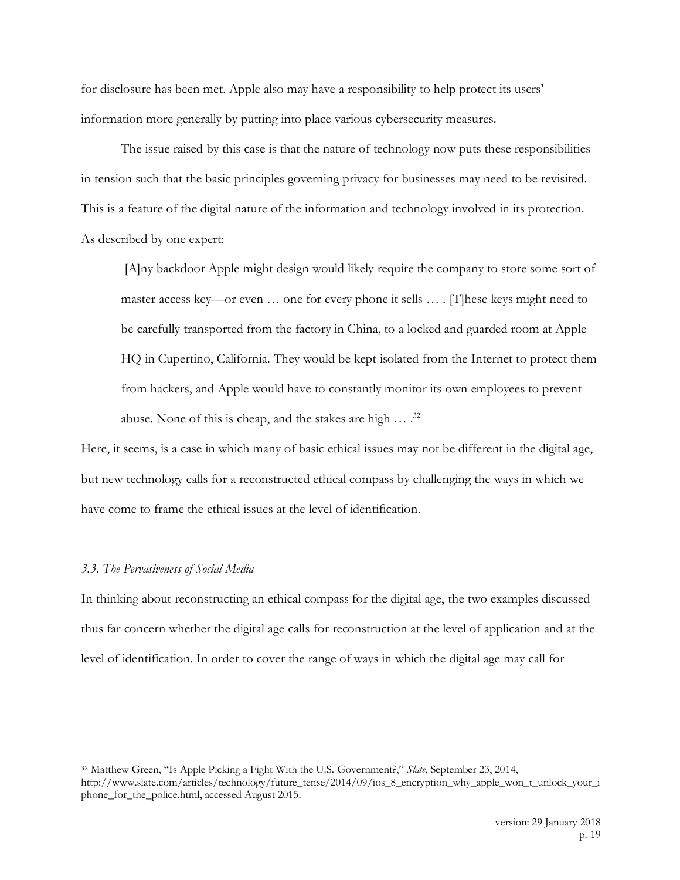for disclosure has been met. Apple also may have a responsibility to help protect its users' information more generally by putting into place various cybersecurity measures.

The issue raised by this case is that the nature of technology now puts these responsibilities in tension such that the basic principles governing privacy for businesses may need to be revisited. This is a feature of the digital nature of the information and technology involved in its protection. As described by one expert:

> [A]ny backdoor Apple might design would likely require the company to store some sort of master access key—or even … one for every phone it sells … . [T]hese keys might need to be carefully transported from the factory in China, to a locked and guarded room at Apple HQ in Cupertino, California. They would be kept isolated from the Internet to protect them from hackers, and Apple would have to constantly monitor its own employees to prevent abuse. None of this is cheap, and the stakes are high … .[32]

Here, it seems, is a case in which many of basic ethical issues may not be different in the digital age, but new technology calls for a reconstructed ethical compass by challenging the ways in which we have come to frame the ethical issues at the level of identification.

### *3.3. The Pervasiveness of Social Media*

In thinking about reconstructing an ethical compass for the digital age, the two examples discussed thus far concern whether the digital age calls for reconstruction at the level of application and at the level of identification. In order to cover the range of ways in which the digital age may call for

---

[32] Matthew Green, "Is Apple Picking a Fight With the U.S. Government?," *Slate*, September 23, 2014, http://www.slate.com/articles/technology/future_tense/2014/09/ios_8_encryption_why_apple_won_t_unlock_your_iphone_for_the_police.html, accessed August 2015.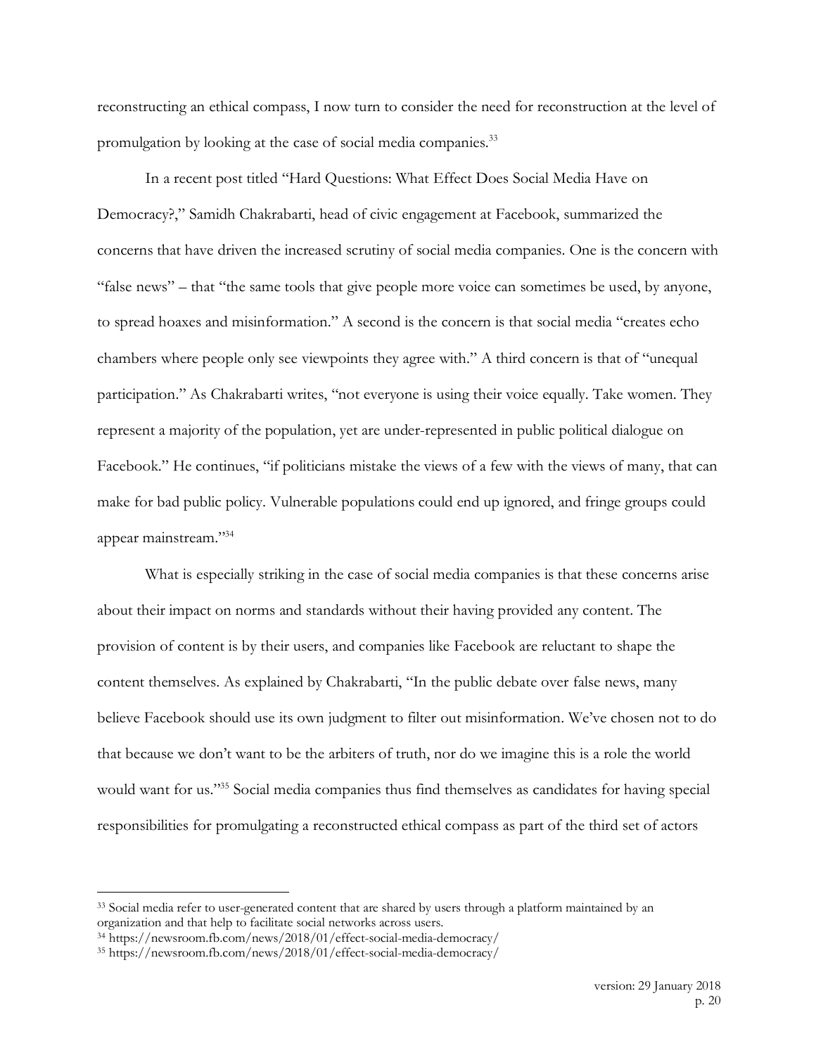reconstructing an ethical compass, I now turn to consider the need for reconstruction at the level of promulgation by looking at the case of social media companies.[33]

In a recent post titled "Hard Questions: What Effect Does Social Media Have on Democracy?," Samidh Chakrabarti, head of civic engagement at Facebook, summarized the concerns that have driven the increased scrutiny of social media companies. One is the concern with "false news" – that "the same tools that give people more voice can sometimes be used, by anyone, to spread hoaxes and misinformation." A second is the concern is that social media "creates echo chambers where people only see viewpoints they agree with." A third concern is that of "unequal participation." As Chakrabarti writes, "not everyone is using their voice equally. Take women. They represent a majority of the population, yet are under-represented in public political dialogue on Facebook." He continues, "if politicians mistake the views of a few with the views of many, that can make for bad public policy. Vulnerable populations could end up ignored, and fringe groups could appear mainstream."[34]

What is especially striking in the case of social media companies is that these concerns arise about their impact on norms and standards without their having provided any content. The provision of content is by their users, and companies like Facebook are reluctant to shape the content themselves. As explained by Chakrabarti, "In the public debate over false news, many believe Facebook should use its own judgment to filter out misinformation. We've chosen not to do that because we don't want to be the arbiters of truth, nor do we imagine this is a role the world would want for us."[35] Social media companies thus find themselves as candidates for having special responsibilities for promulgating a reconstructed ethical compass as part of the third set of actors

---

[33] Social media refer to user-generated content that are shared by users through a platform maintained by an organization and that help to facilitate social networks across users.

[34] https://newsroom.fb.com/news/2018/01/effect-social-media-democracy/

[35] https://newsroom.fb.com/news/2018/01/effect-social-media-democracy/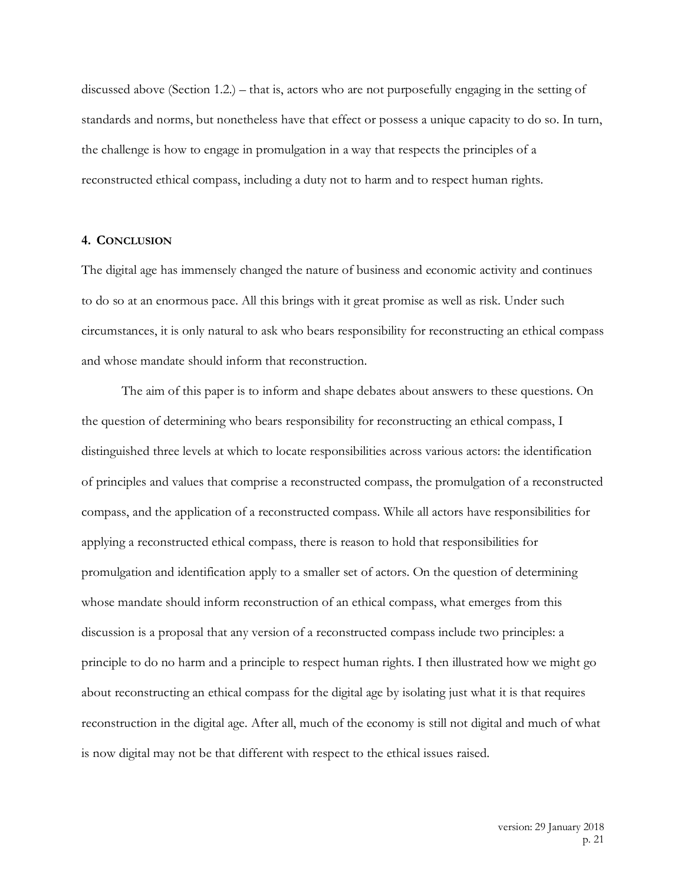discussed above (Section 1.2.) – that is, actors who are not purposefully engaging in the setting of standards and norms, but nonetheless have that effect or possess a unique capacity to do so. In turn, the challenge is how to engage in promulgation in a way that respects the principles of a reconstructed ethical compass, including a duty not to harm and to respect human rights.

## 4. CONCLUSION

The digital age has immensely changed the nature of business and economic activity and continues to do so at an enormous pace. All this brings with it great promise as well as risk. Under such circumstances, it is only natural to ask who bears responsibility for reconstructing an ethical compass and whose mandate should inform that reconstruction.

The aim of this paper is to inform and shape debates about answers to these questions. On the question of determining who bears responsibility for reconstructing an ethical compass, I distinguished three levels at which to locate responsibilities across various actors: the identification of principles and values that comprise a reconstructed compass, the promulgation of a reconstructed compass, and the application of a reconstructed compass. While all actors have responsibilities for applying a reconstructed ethical compass, there is reason to hold that responsibilities for promulgation and identification apply to a smaller set of actors. On the question of determining whose mandate should inform reconstruction of an ethical compass, what emerges from this discussion is a proposal that any version of a reconstructed compass include two principles: a principle to do no harm and a principle to respect human rights. I then illustrated how we might go about reconstructing an ethical compass for the digital age by isolating just what it is that requires reconstruction in the digital age. After all, much of the economy is still not digital and much of what is now digital may not be that different with respect to the ethical issues raised.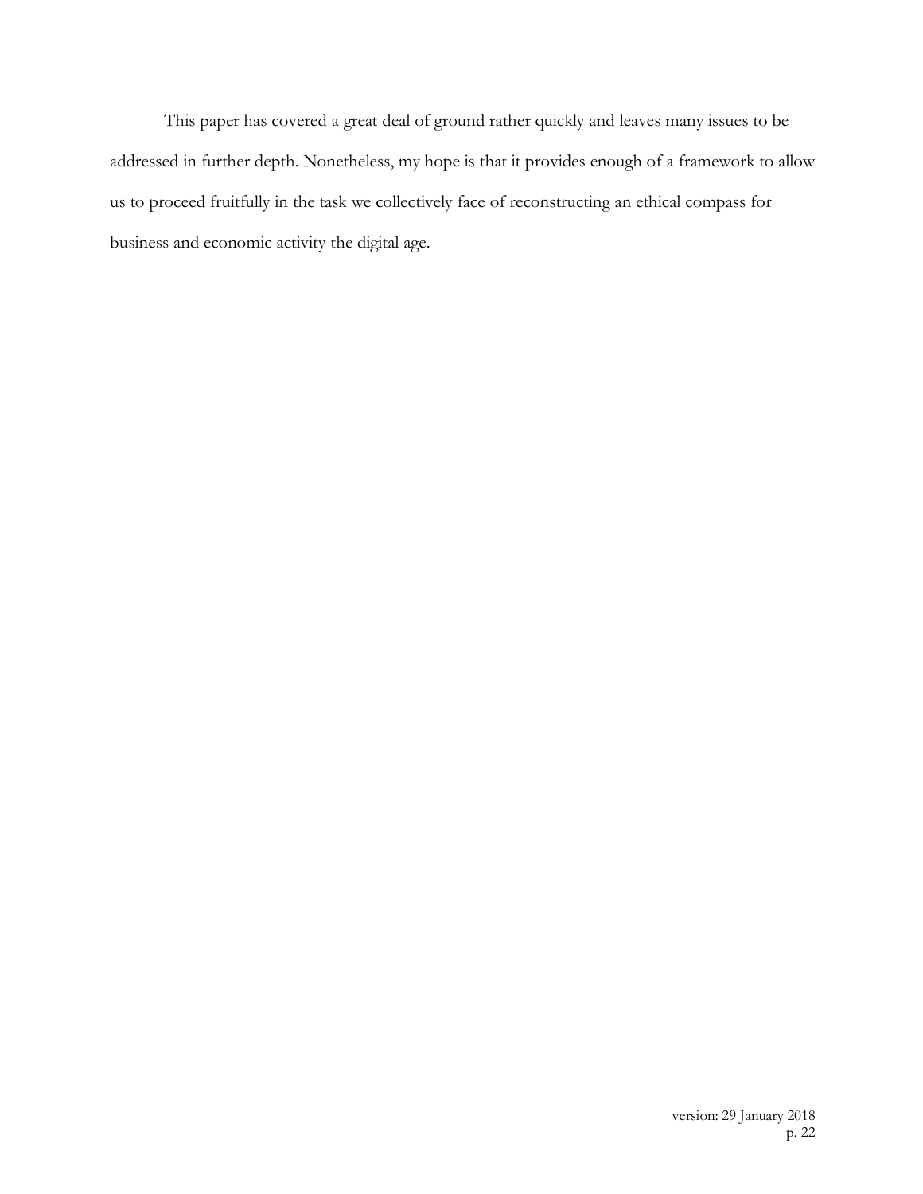This paper has covered a great deal of ground rather quickly and leaves many issues to be addressed in further depth. Nonetheless, my hope is that it provides enough of a framework to allow us to proceed fruitfully in the task we collectively face of reconstructing an ethical compass for business and economic activity the digital age.